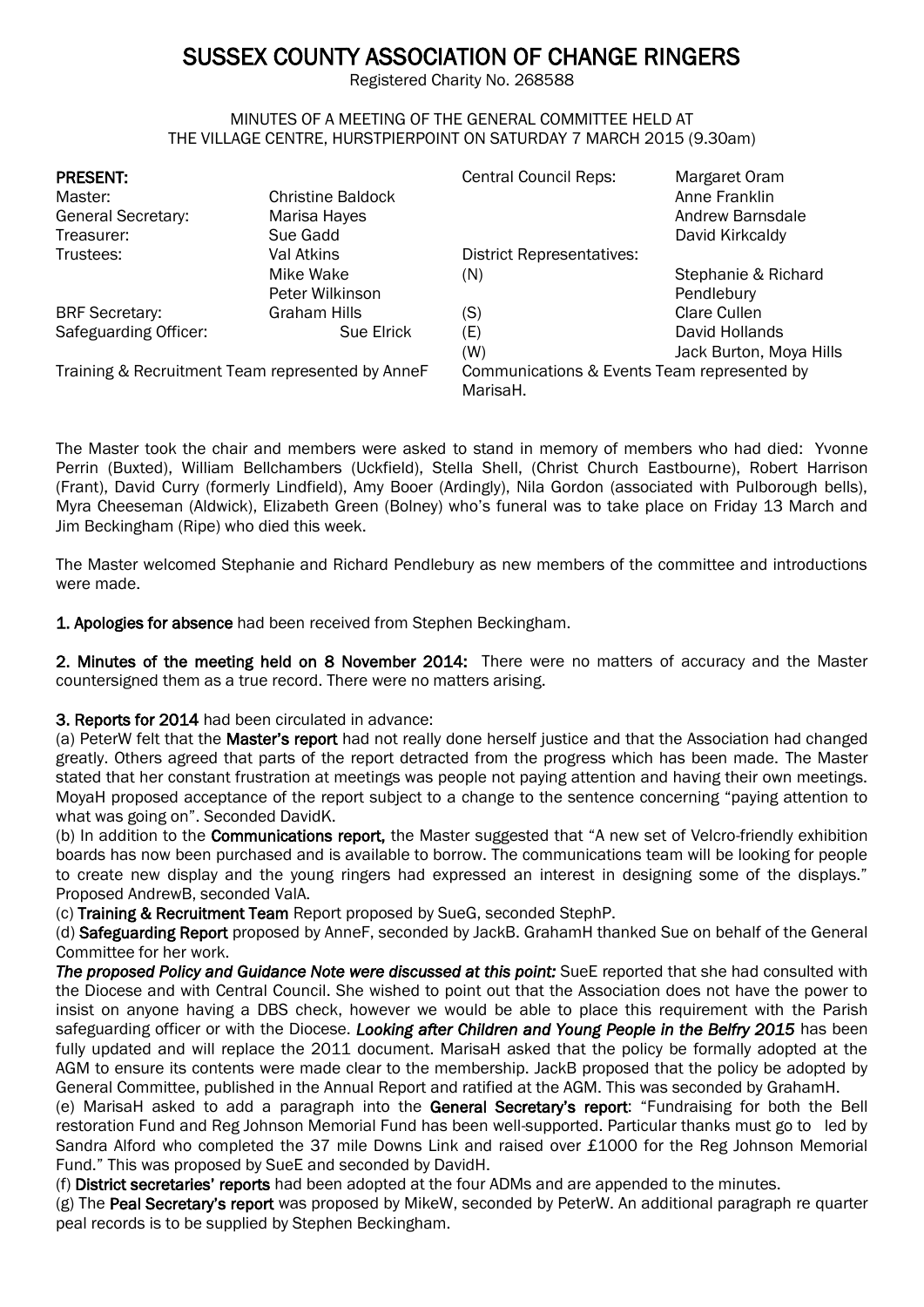# SUSSEX COUNTY ASSOCIATION OF CHANGE RINGERS

Registered Charity No. 268588

MINUTES OF A MEETING OF THE GENERAL COMMITTEE HELD AT THE VILLAGE CENTRE, HURSTPIERPOINT ON SATURDAY 7 MARCH 2015 (9.30am)

**PRESENT:**

| | | | |
|---|---|---|---|
| Master: | Christine Baldock | Central Council Reps: | Margaret Oram |
| General Secretary: | Marisa Hayes | | Anne Franklin |
| Treasurer: | Sue Gadd | | Andrew Barnsdale |
| Trustees: | Val Atkins | | David Kirkcaldy |
| | Mike Wake | District Representatives: | |
| | Peter Wilkinson | (N) | Stephanie & Richard Pendlebury |
| BRF Secretary: | Graham Hills | (S) | Clare Cullen |
| Safeguarding Officer: | Sue Elrick | (E) | David Hollands |
| | | (W) | Jack Burton, Moya Hills |
| Training & Recruitment Team represented by AnneF | | Communications & Events Team represented by MarisaH. | |

The Master took the chair and members were asked to stand in memory of members who had died: Yvonne Perrin (Buxted), William Bellchambers (Uckfield), Stella Shell, (Christ Church Eastbourne), Robert Harrison (Frant), David Curry (formerly Lindfield), Amy Booer (Ardingly), Nila Gordon (associated with Pulborough bells), Myra Cheeseman (Aldwick), Elizabeth Green (Bolney) who's funeral was to take place on Friday 13 March and Jim Beckingham (Ripe) who died this week.

The Master welcomed Stephanie and Richard Pendlebury as new members of the committee and introductions were made.

**1. Apologies for absence** had been received from Stephen Beckingham.

**2. Minutes of the meeting held on 8 November 2014:** There were no matters of accuracy and the Master countersigned them as a true record. There were no matters arising.

**3. Reports for 2014** had been circulated in advance:

(a) PeterW felt that the **Master's report** had not really done herself justice and that the Association had changed greatly. Others agreed that parts of the report detracted from the progress which has been made. The Master stated that her constant frustration at meetings was people not paying attention and having their own meetings. MoyaH proposed acceptance of the report subject to a change to the sentence concerning "paying attention to what was going on". Seconded DavidK.

(b) In addition to the **Communications report,** the Master suggested that "A new set of Velcro-friendly exhibition boards has now been purchased and is available to borrow. The communications team will be looking for people to create new display and the young ringers had expressed an interest in designing some of the displays." Proposed AndrewB, seconded ValA.

(c) **Training & Recruitment Team** Report proposed by SueG, seconded StephP.

(d) **Safeguarding Report** proposed by AnneF, seconded by JackB. GrahamH thanked Sue on behalf of the General Committee for her work.

***The proposed Policy and Guidance Note were discussed at this point:*** SueE reported that she had consulted with the Diocese and with Central Council. She wished to point out that the Association does not have the power to insist on anyone having a DBS check, however we would be able to place this requirement with the Parish safeguarding officer or with the Diocese. ***Looking after Children and Young People in the Belfry 2015*** has been fully updated and will replace the 2011 document. MarisaH asked that the policy be formally adopted at the AGM to ensure its contents were made clear to the membership. JackB proposed that the policy be adopted by General Committee, published in the Annual Report and ratified at the AGM. This was seconded by GrahamH.

(e) MarisaH asked to add a paragraph into the **General Secretary's report**: "Fundraising for both the Bell restoration Fund and Reg Johnson Memorial Fund has been well-supported. Particular thanks must go to led by Sandra Alford who completed the 37 mile Downs Link and raised over £1000 for the Reg Johnson Memorial Fund." This was proposed by SueE and seconded by DavidH.

(f) **District secretaries' reports** had been adopted at the four ADMs and are appended to the minutes.

(g) The **Peal Secretary's report** was proposed by MikeW, seconded by PeterW. An additional paragraph re quarter peal records is to be supplied by Stephen Beckingham.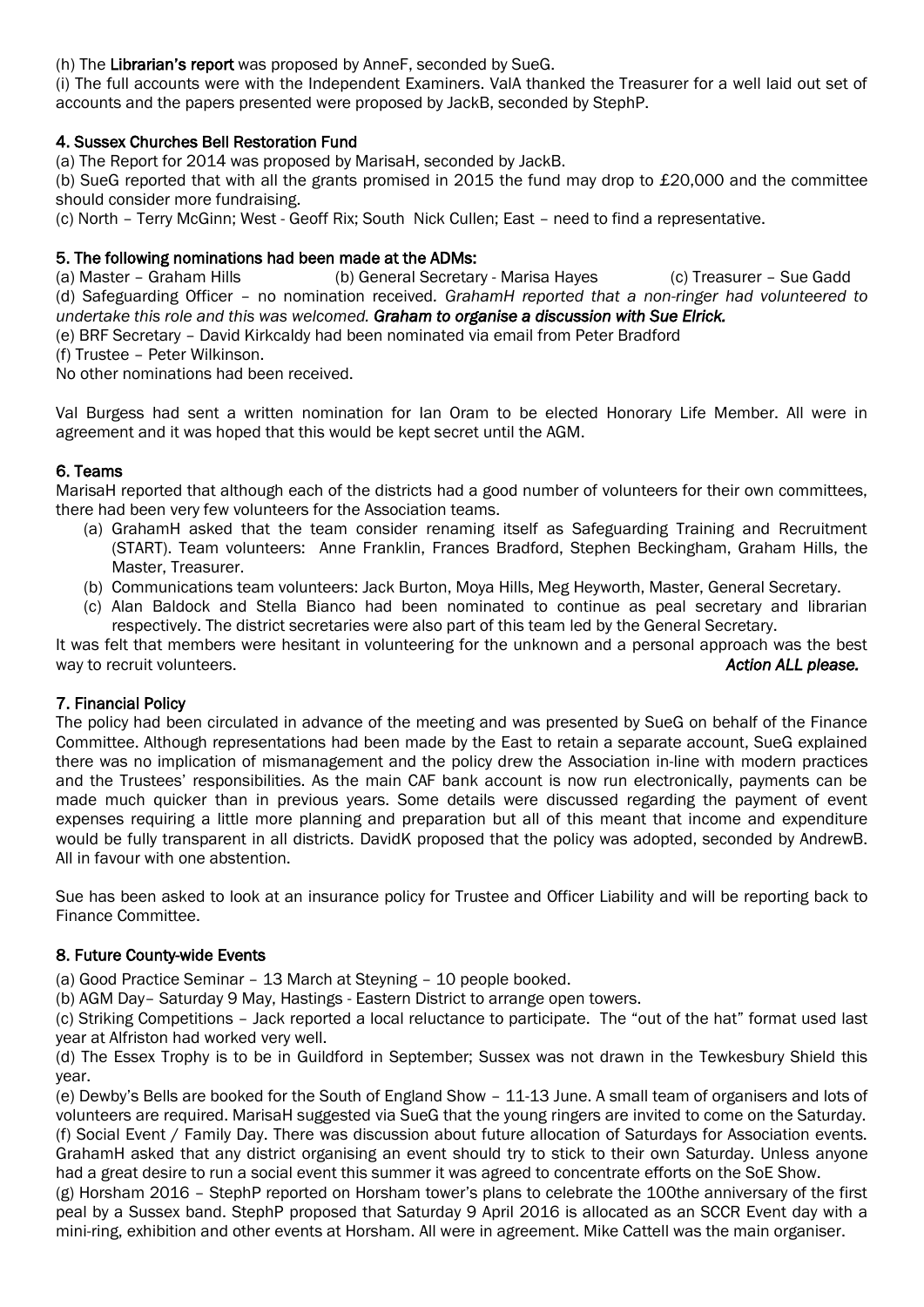(h) The **Librarian's report** was proposed by AnneF, seconded by SueG.

(i) The full accounts were with the Independent Examiners. ValA thanked the Treasurer for a well laid out set of accounts and the papers presented were proposed by JackB, seconded by StephP.

### 4. Sussex Churches Bell Restoration Fund

(a) The Report for 2014 was proposed by MarisaH, seconded by JackB.

(b) SueG reported that with all the grants promised in 2015 the fund may drop to £20,000 and the committee should consider more fundraising.

(c) North – Terry McGinn; West - Geoff Rix; South Nick Cullen; East – need to find a representative.

### 5. The following nominations had been made at the ADMs:

(a) Master – Graham Hills (b) General Secretary - Marisa Hayes (c) Treasurer – Sue Gadd

(d) Safeguarding Officer – no nomination received. *GrahamH reported that a non-ringer had volunteered to undertake this role and this was welcomed.* ***Graham to organise a discussion with Sue Elrick.***

(e) BRF Secretary – David Kirkcaldy had been nominated via email from Peter Bradford

(f) Trustee – Peter Wilkinson.

No other nominations had been received.

Val Burgess had sent a written nomination for Ian Oram to be elected Honorary Life Member. All were in agreement and it was hoped that this would be kept secret until the AGM.

### 6. Teams

MarisaH reported that although each of the districts had a good number of volunteers for their own committees, there had been very few volunteers for the Association teams.

(a) GrahamH asked that the team consider renaming itself as Safeguarding Training and Recruitment (START). Team volunteers: Anne Franklin, Frances Bradford, Stephen Beckingham, Graham Hills, the Master, Treasurer.

(b) Communications team volunteers: Jack Burton, Moya Hills, Meg Heyworth, Master, General Secretary.

(c) Alan Baldock and Stella Bianco had been nominated to continue as peal secretary and librarian respectively. The district secretaries were also part of this team led by the General Secretary.

It was felt that members were hesitant in volunteering for the unknown and a personal approach was the best way to recruit volunteers. ***Action ALL please.***

### 7. Financial Policy

The policy had been circulated in advance of the meeting and was presented by SueG on behalf of the Finance Committee. Although representations had been made by the East to retain a separate account, SueG explained there was no implication of mismanagement and the policy drew the Association in-line with modern practices and the Trustees' responsibilities. As the main CAF bank account is now run electronically, payments can be made much quicker than in previous years. Some details were discussed regarding the payment of event expenses requiring a little more planning and preparation but all of this meant that income and expenditure would be fully transparent in all districts. DavidK proposed that the policy was adopted, seconded by AndrewB. All in favour with one abstention.

Sue has been asked to look at an insurance policy for Trustee and Officer Liability and will be reporting back to Finance Committee.

### 8. Future County-wide Events

(a) Good Practice Seminar – 13 March at Steyning – 10 people booked.

(b) AGM Day– Saturday 9 May, Hastings - Eastern District to arrange open towers.

(c) Striking Competitions – Jack reported a local reluctance to participate. The "out of the hat" format used last year at Alfriston had worked very well.

(d) The Essex Trophy is to be in Guildford in September; Sussex was not drawn in the Tewkesbury Shield this year.

(e) Dewby's Bells are booked for the South of England Show – 11-13 June. A small team of organisers and lots of volunteers are required. MarisaH suggested via SueG that the young ringers are invited to come on the Saturday.

(f) Social Event / Family Day. There was discussion about future allocation of Saturdays for Association events. GrahamH asked that any district organising an event should try to stick to their own Saturday. Unless anyone had a great desire to run a social event this summer it was agreed to concentrate efforts on the SoE Show.

(g) Horsham 2016 – StephP reported on Horsham tower's plans to celebrate the 100the anniversary of the first peal by a Sussex band. StephP proposed that Saturday 9 April 2016 is allocated as an SCCR Event day with a mini-ring, exhibition and other events at Horsham. All were in agreement. Mike Cattell was the main organiser.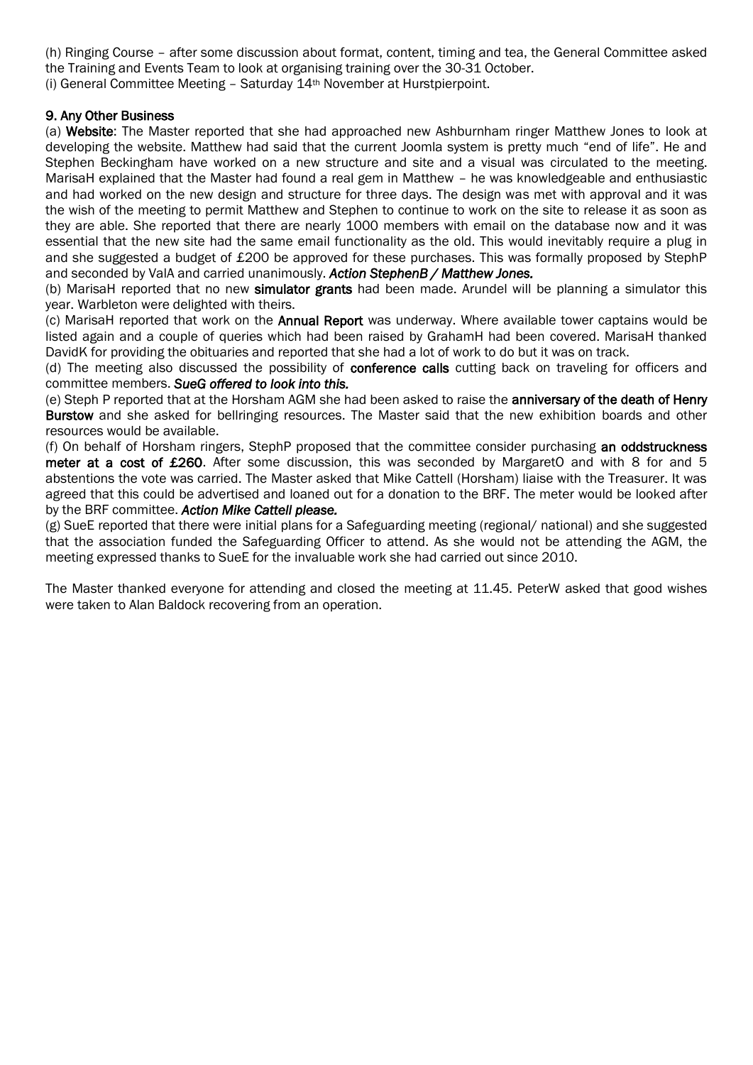(h) Ringing Course – after some discussion about format, content, timing and tea, the General Committee asked the Training and Events Team to look at organising training over the 30-31 October.
(i) General Committee Meeting – Saturday 14th November at Hurstpierpoint.

## 9. Any Other Business

(a) **Website**: The Master reported that she had approached new Ashburnham ringer Matthew Jones to look at developing the website. Matthew had said that the current Joomla system is pretty much "end of life". He and Stephen Beckingham have worked on a new structure and site and a visual was circulated to the meeting. MarisaH explained that the Master had found a real gem in Matthew – he was knowledgeable and enthusiastic and had worked on the new design and structure for three days. The design was met with approval and it was the wish of the meeting to permit Matthew and Stephen to continue to work on the site to release it as soon as they are able. She reported that there are nearly 1000 members with email on the database now and it was essential that the new site had the same email functionality as the old. This would inevitably require a plug in and she suggested a budget of £200 be approved for these purchases. This was formally proposed by StephP and seconded by ValA and carried unanimously. ***Action StephenB / Matthew Jones.***

(b) MarisaH reported that no new **simulator grants** had been made. Arundel will be planning a simulator this year. Warbleton were delighted with theirs.

(c) MarisaH reported that work on the **Annual Report** was underway. Where available tower captains would be listed again and a couple of queries which had been raised by GrahamH had been covered. MarisaH thanked DavidK for providing the obituaries and reported that she had a lot of work to do but it was on track.

(d) The meeting also discussed the possibility of **conference calls** cutting back on traveling for officers and committee members. ***SueG offered to look into this.***

(e) Steph P reported that at the Horsham AGM she had been asked to raise the **anniversary of the death of Henry Burstow** and she asked for bellringing resources. The Master said that the new exhibition boards and other resources would be available.

(f) On behalf of Horsham ringers, StephP proposed that the committee consider purchasing **an oddstruckness meter at a cost of £260**. After some discussion, this was seconded by MargaretO and with 8 for and 5 abstentions the vote was carried. The Master asked that Mike Cattell (Horsham) liaise with the Treasurer. It was agreed that this could be advertised and loaned out for a donation to the BRF. The meter would be looked after by the BRF committee. ***Action Mike Cattell please.***

(g) SueE reported that there were initial plans for a Safeguarding meeting (regional/ national) and she suggested that the association funded the Safeguarding Officer to attend. As she would not be attending the AGM, the meeting expressed thanks to SueE for the invaluable work she had carried out since 2010.

The Master thanked everyone for attending and closed the meeting at 11.45. PeterW asked that good wishes were taken to Alan Baldock recovering from an operation.